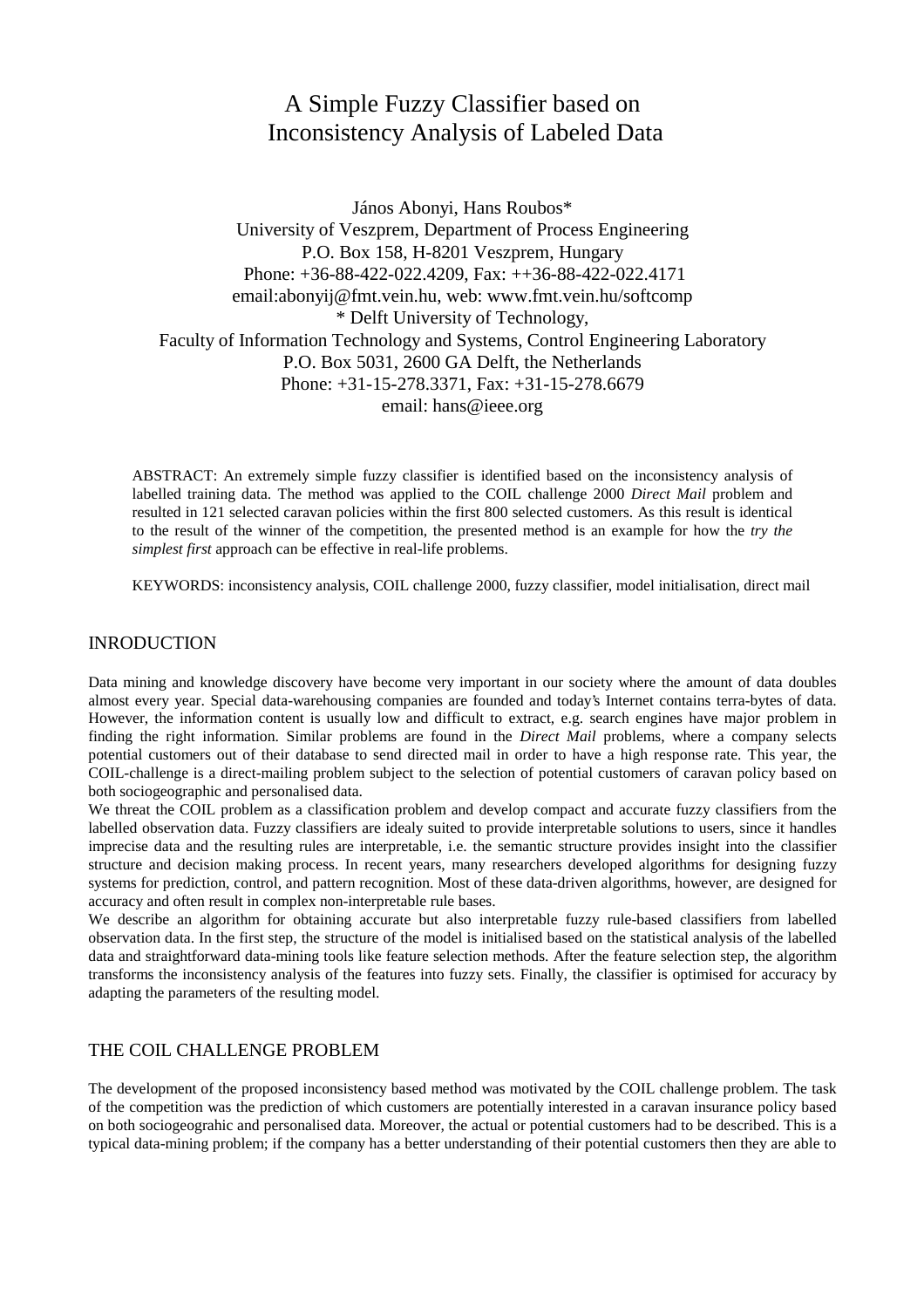# A Simple Fuzzy Classifier based on Inconsistency Analysis of Labeled Data

János Abonyi, Hans Roubos*
University of Veszprem, Department of Process Engineering
P.O. Box 158, H-8201 Veszprem, Hungary
Phone: +36-88-422-022.4209, Fax: ++36-88-422-022.4171
email:abonyij@fmt.vein.hu, web: www.fmt.vein.hu/softcomp
* Delft University of Technology,
Faculty of Information Technology and Systems, Control Engineering Laboratory
P.O. Box 5031, 2600 GA Delft, the Netherlands
Phone: +31-15-278.3371, Fax: +31-15-278.6679
email: hans@ieee.org

ABSTRACT: An extremely simple fuzzy classifier is identified based on the inconsistency analysis of labelled training data. The method was applied to the COIL challenge 2000 *Direct Mail* problem and resulted in 121 selected caravan policies within the first 800 selected customers. As this result is identical to the result of the winner of the competition, the presented method is an example for how the *try the simplest first* approach can be effective in real-life problems.

KEYWORDS: inconsistency analysis, COIL challenge 2000, fuzzy classifier, model initialisation, direct mail

## INRODUCTION

Data mining and knowledge discovery have become very important in our society where the amount of data doubles almost every year. Special data-warehousing companies are founded and today's Internet contains terra-bytes of data. However, the information content is usually low and difficult to extract, e.g. search engines have major problem in finding the right information. Similar problems are found in the *Direct Mail* problems, where a company selects potential customers out of their database to send directed mail in order to have a high response rate. This year, the COIL-challenge is a direct-mailing problem subject to the selection of potential customers of caravan policy based on both sociogeographic and personalised data.

We threat the COIL problem as a classification problem and develop compact and accurate fuzzy classifiers from the labelled observation data. Fuzzy classifiers are idealy suited to provide interpretable solutions to users, since it handles imprecise data and the resulting rules are interpretable, i.e. the semantic structure provides insight into the classifier structure and decision making process. In recent years, many researchers developed algorithms for designing fuzzy systems for prediction, control, and pattern recognition. Most of these data-driven algorithms, however, are designed for accuracy and often result in complex non-interpretable rule bases.

We describe an algorithm for obtaining accurate but also interpretable fuzzy rule-based classifiers from labelled observation data. In the first step, the structure of the model is initialised based on the statistical analysis of the labelled data and straightforward data-mining tools like feature selection methods. After the feature selection step, the algorithm transforms the inconsistency analysis of the features into fuzzy sets. Finally, the classifier is optimised for accuracy by adapting the parameters of the resulting model.

## THE COIL CHALLENGE PROBLEM

The development of the proposed inconsistency based method was motivated by the COIL challenge problem. The task of the competition was the prediction of which customers are potentially interested in a caravan insurance policy based on both sociogeograhic and personalised data. Moreover, the actual or potential customers had to be described. This is a typical data-mining problem; if the company has a better understanding of their potential customers then they are able to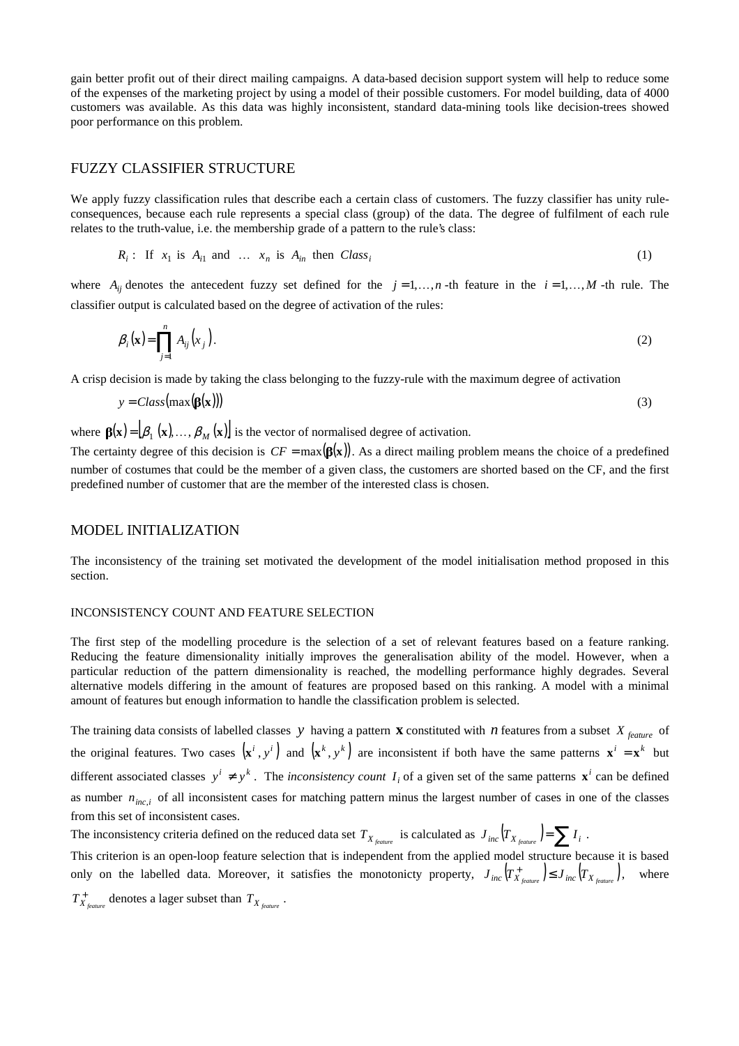gain better profit out of their direct mailing campaigns. A data-based decision support system will help to reduce some of the expenses of the marketing project by using a model of their possible customers. For model building, data of 4000 customers was available. As this data was highly inconsistent, standard data-mining tools like decision-trees showed poor performance on this problem.

## FUZZY CLASSIFIER STRUCTURE

We apply fuzzy classification rules that describe each a certain class of customers. The fuzzy classifier has unity rule-consequences, because each rule represents a special class (group) of the data. The degree of fulfilment of each rule relates to the truth-value, i.e. the membership grade of a pattern to the rule's class:

$$R_i: \text{ If } x_1 \text{ is } A_{i1} \text{ and } \ldots \ x_n \text{ is } A_{in} \text{ then } Class_i \tag{1}$$

where $A_{ij}$ denotes the antecedent fuzzy set defined for the $j = 1,\ldots,n$ -th feature in the $i = 1,\ldots,M$ -th rule. The classifier output is calculated based on the degree of activation of the rules:

$$\beta_i(\mathbf{x}) = \prod_{j=1}^{n} A_{ij}(x_j). \tag{2}$$

A crisp decision is made by taking the class belonging to the fuzzy-rule with the maximum degree of activation

$$y = Class(\max(\boldsymbol{\beta}(\mathbf{x}))) \tag{3}$$

where $\boldsymbol{\beta}(\mathbf{x}) = [\beta_1(\mathbf{x}),\ldots,\beta_M(\mathbf{x})]$ is the vector of normalised degree of activation.

The certainty degree of this decision is $CF = \max(\boldsymbol{\beta}(\mathbf{x}))$. As a direct mailing problem means the choice of a predefined number of costumes that could be the member of a given class, the customers are shorted based on the CF, and the first predefined number of customer that are the member of the interested class is chosen.

## MODEL INITIALIZATION

The inconsistency of the training set motivated the development of the model initialisation method proposed in this section.

### INCONSISTENCY COUNT AND FEATURE SELECTION

The first step of the modelling procedure is the selection of a set of relevant features based on a feature ranking. Reducing the feature dimensionality initially improves the generalisation ability of the model. However, when a particular reduction of the pattern dimensionality is reached, the modelling performance highly degrades. Several alternative models differing in the amount of features are proposed based on this ranking. A model with a minimal amount of features but enough information to handle the classification problem is selected.

The training data consists of labelled classes $y$ having a pattern $\mathbf{x}$ constituted with $n$ features from a subset $X_{feature}$ of the original features. Two cases $(\mathbf{x}^i, y^i)$ and $(\mathbf{x}^k, y^k)$ are inconsistent if both have the same patterns $\mathbf{x}^i = \mathbf{x}^k$ but different associated classes $y^i \neq y^k$. The *inconsistency count* $I_i$ of a given set of the same patterns $\mathbf{x}^i$ can be defined as number $n_{inc,i}$ of all inconsistent cases for matching pattern minus the largest number of cases in one of the classes from this set of inconsistent cases.

The inconsistency criteria defined on the reduced data set $T_{X_{feature}}$ is calculated as $J_{inc}(T_{X_{feature}}) = \sum I_i$.

This criterion is an open-loop feature selection that is independent from the applied model structure because it is based only on the labelled data. Moreover, it satisfies the monotonicty property, $J_{inc}(T^{+}_{X_{feature}}) \leq J_{inc}(T_{X_{feature}})$, where $T^{+}_{X_{feature}}$ denotes a lager subset than $T_{X_{feature}}$.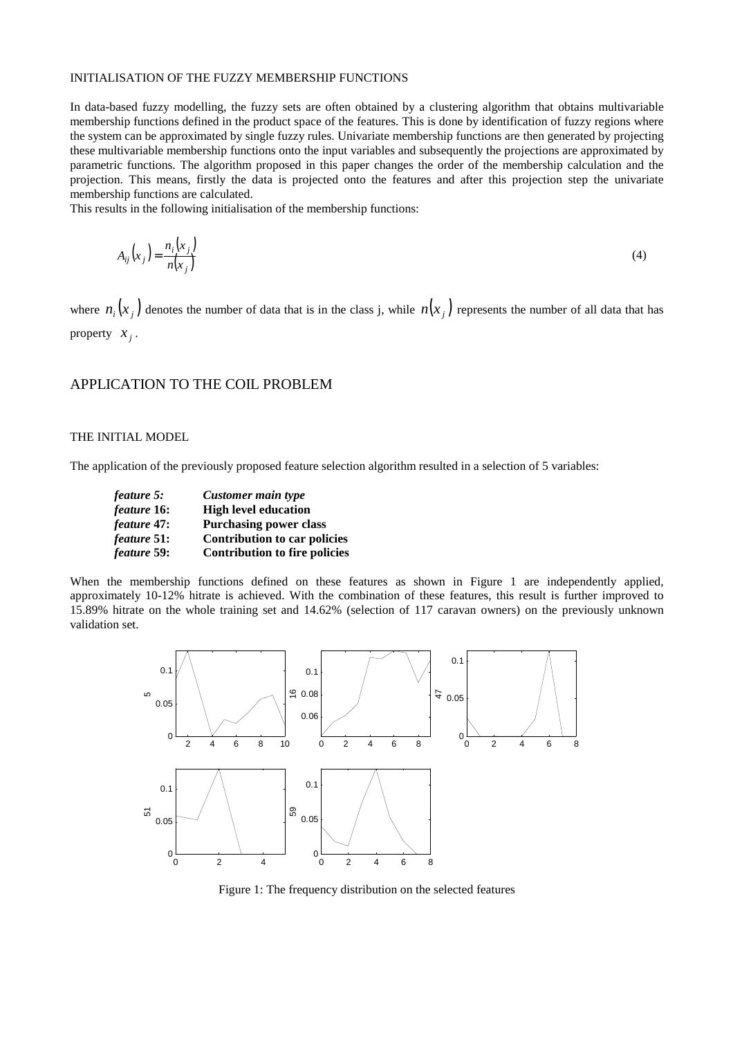INITIALISATION OF THE FUZZY MEMBERSHIP FUNCTIONS

In data-based fuzzy modelling, the fuzzy sets are often obtained by a clustering algorithm that obtains multivariable membership functions defined in the product space of the features. This is done by identification of fuzzy regions where the system can be approximated by single fuzzy rules. Univariate membership functions are then generated by projecting these multivariable membership functions onto the input variables and subsequently the projections are approximated by parametric functions. The algorithm proposed in this paper changes the order of the membership calculation and the projection. This means, firstly the data is projected onto the features and after this projection step the univariate membership functions are calculated.
This results in the following initialisation of the membership functions:

$$A_{ij}(x_j) = \frac{n_i(x_j)}{n(x_j)} \tag{4}$$

where $n_i(x_j)$ denotes the number of data that is in the class j, while $n(x_j)$ represents the number of all data that has property $x_j$.

## APPLICATION TO THE COIL PROBLEM

THE INITIAL MODEL

The application of the previously proposed feature selection algorithm resulted in a selection of 5 variables:

| | |
|---|---|
| *feature 5:* | ***Customer main type*** |
| *feature* **16:** | **High level education** |
| *feature* **47:** | **Purchasing power class** |
| *feature* **51:** | **Contribution to car policies** |
| *feature* **59:** | **Contribution to fire policies** |

When the membership functions defined on these features as shown in Figure 1 are independently applied, approximately 10-12% hitrate is achieved. With the combination of these features, this result is further improved to 15.89% hitrate on the whole training set and 14.62% (selection of 117 caravan owners) on the previously unknown validation set.

Figure 1: The frequency distribution on the selected features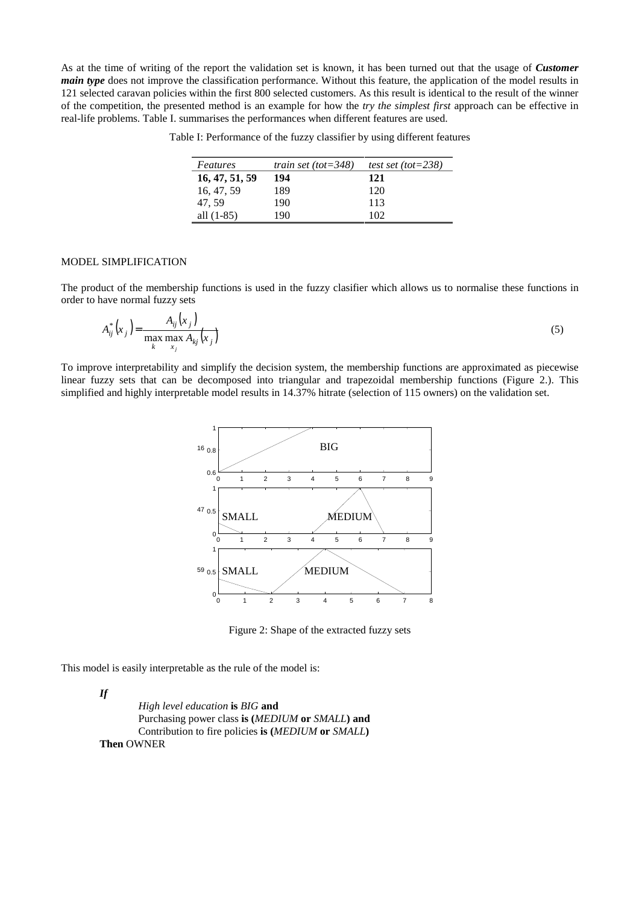As at the time of writing of the report the validation set is known, it has been turned out that the usage of ***Customer main type*** does not improve the classification performance. Without this feature, the application of the model results in 121 selected caravan policies within the first 800 selected customers. As this result is identical to the result of the winner of the competition, the presented method is an example for how the *try the simplest first* approach can be effective in real-life problems. Table I. summarises the performances when different features are used.

Table I: Performance of the fuzzy classifier by using different features

| *Features* | *train set (tot=348)* | *test set (tot=238)* |
|---|---|---|
| **16, 47, 51, 59** | **194** | **121** |
| 16, 47, 59 | 189 | 120 |
| 47, 59 | 190 | 113 |
| all (1-85) | 190 | 102 |

MODEL SIMPLIFICATION

The product of the membership functions is used in the fuzzy clasifier which allows us to normalise these functions in order to have normal fuzzy sets

$$A_{ij}^{*}\left(x_{j}\right)=\frac{A_{ij}\left(x_{j}\right)}{\max\limits_{k}\max\limits_{x_{j}} A_{kj}\left(x_{j}\right)} \tag{5}$$

To improve interpretability and simplify the decision system, the membership functions are approximated as piecewise linear fuzzy sets that can be decomposed into triangular and trapezoidal membership functions (Figure 2.). This simplified and highly interpretable model results in 14.37% hitrate (selection of 115 owners) on the validation set.

Figure 2: Shape of the extracted fuzzy sets

This model is easily interpretable as the rule of the model is:

***If***

*High level education* **is** *BIG* **and**
Purchasing power class **is (***MEDIUM* **or** *SMALL***) and**
Contribution to fire policies **is (***MEDIUM* **or** *SMALL***)**

**Then** OWNER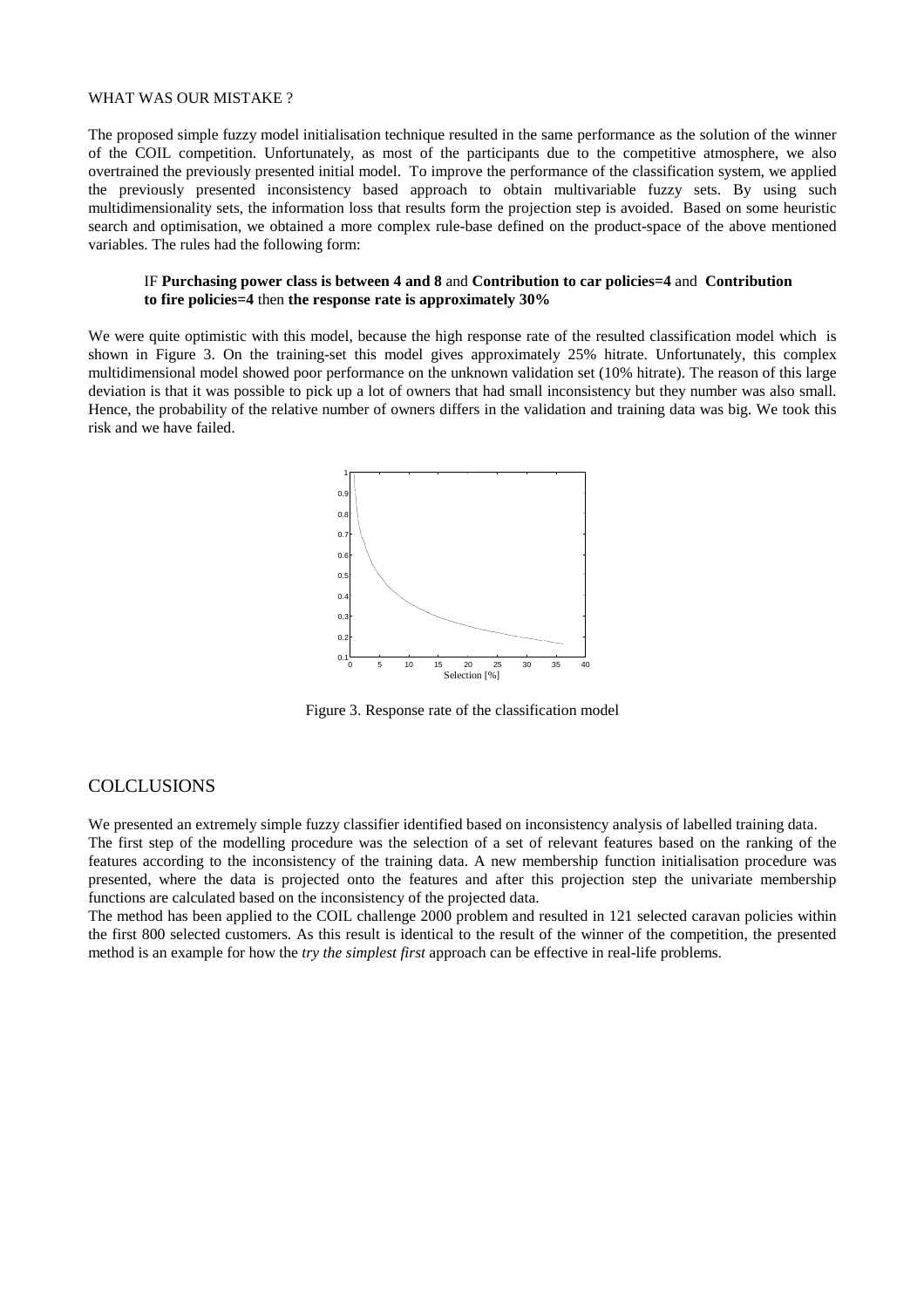WHAT WAS OUR MISTAKE ?

The proposed simple fuzzy model initialisation technique resulted in the same performance as the solution of the winner of the COIL competition. Unfortunately, as most of the participants due to the competitive atmosphere, we also overtrained the previously presented initial model. To improve the performance of the classification system, we applied the previously presented inconsistency based approach to obtain multivariable fuzzy sets. By using such multidimensionality sets, the information loss that results form the projection step is avoided. Based on some heuristic search and optimisation, we obtained a more complex rule-base defined on the product-space of the above mentioned variables. The rules had the following form:

> IF **Purchasing power class is between 4 and 8** and **Contribution to car policies=4** and **Contribution to fire policies=4** then **the response rate is approximately 30%**

We were quite optimistic with this model, because the high response rate of the resulted classification model which is shown in Figure 3. On the training-set this model gives approximately 25% hitrate. Unfortunately, this complex multidimensional model showed poor performance on the unknown validation set (10% hitrate). The reason of this large deviation is that it was possible to pick up a lot of owners that had small inconsistency but they number was also small. Hence, the probability of the relative number of owners differs in the validation and training data was big. We took this risk and we have failed.

Figure 3. Response rate of the classification model

## COLCLUSIONS

We presented an extremely simple fuzzy classifier identified based on inconsistency analysis of labelled training data.
The first step of the modelling procedure was the selection of a set of relevant features based on the ranking of the features according to the inconsistency of the training data. A new membership function initialisation procedure was presented, where the data is projected onto the features and after this projection step the univariate membership functions are calculated based on the inconsistency of the projected data.
The method has been applied to the COIL challenge 2000 problem and resulted in 121 selected caravan policies within the first 800 selected customers. As this result is identical to the result of the winner of the competition, the presented method is an example for how the *try the simplest first* approach can be effective in real-life problems.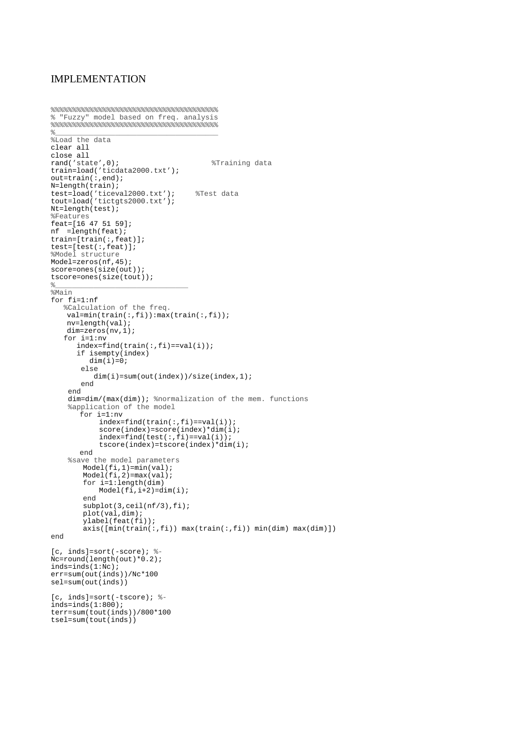# IMPLEMENTATION

```
%%%%%%%%%%%%%%%%%%%%%%%%%%%%%%%%%%%%%%%%
% "Fuzzy" model based on freq. analysis
%%%%%%%%%%%%%%%%%%%%%%%%%%%%%%%%%%%%%%%%
%_______________________________________
%Load the data
clear all
close all
rand('state',0);                        %Training data
train=load('ticdata2000.txt');
out=train(:,end);
N=length(train);
test=load('ticeval2000.txt');     %Test data
tout=load('tictgts2000.txt');
Nt=length(test);
%Features
feat=[16 47 51 59];
nf  =length(feat);
train=[train(:,feat)];
test=[test(:,feat)];
%Model structure
Model=zeros(nf,45);
score=ones(size(out));
tscore=ones(size(tout));
%_____________________________
%Main
for fi=1:nf
   %Calculation of the freq.
    val=min(train(:,fi)):max(train(:,fi));
    nv=length(val);
    dim=zeros(nv,1);
   for i=1:nv
      index=find(train(:,fi)==val(i));
      if isempty(index)
         dim(i)=0;
       else
          dim(i)=sum(out(index))/size(index,1);
       end
    end
    dim=dim/(max(dim)); %normalization of the mem. functions
    %application of the model
       for i=1:nv
           index=find(train(:,fi)==val(i));
           score(index)=score(index)*dim(i);
           index=find(test(:,fi)==val(i));
           tscore(index)=tscore(index)*dim(i);
       end
    %save the model parameters
        Model(fi,1)=min(val);
        Model(fi,2)=max(val);
        for i=1:length(dim)
            Model(fi,i+2)=dim(i);
        end
        subplot(3,ceil(nf/3),fi);
        plot(val,dim);
        ylabel(feat(fi));
        axis([min(train(:,fi)) max(train(:,fi)) min(dim) max(dim)])
end

[c, inds]=sort(-score); %-
Nc=round(length(out)*0.2);
inds=inds(1:Nc);
err=sum(out(inds))/Nc*100
sel=sum(out(inds))

[c, inds]=sort(-tscore); %-
inds=inds(1:800);
terr=sum(tout(inds))/800*100
tsel=sum(tout(inds))
```